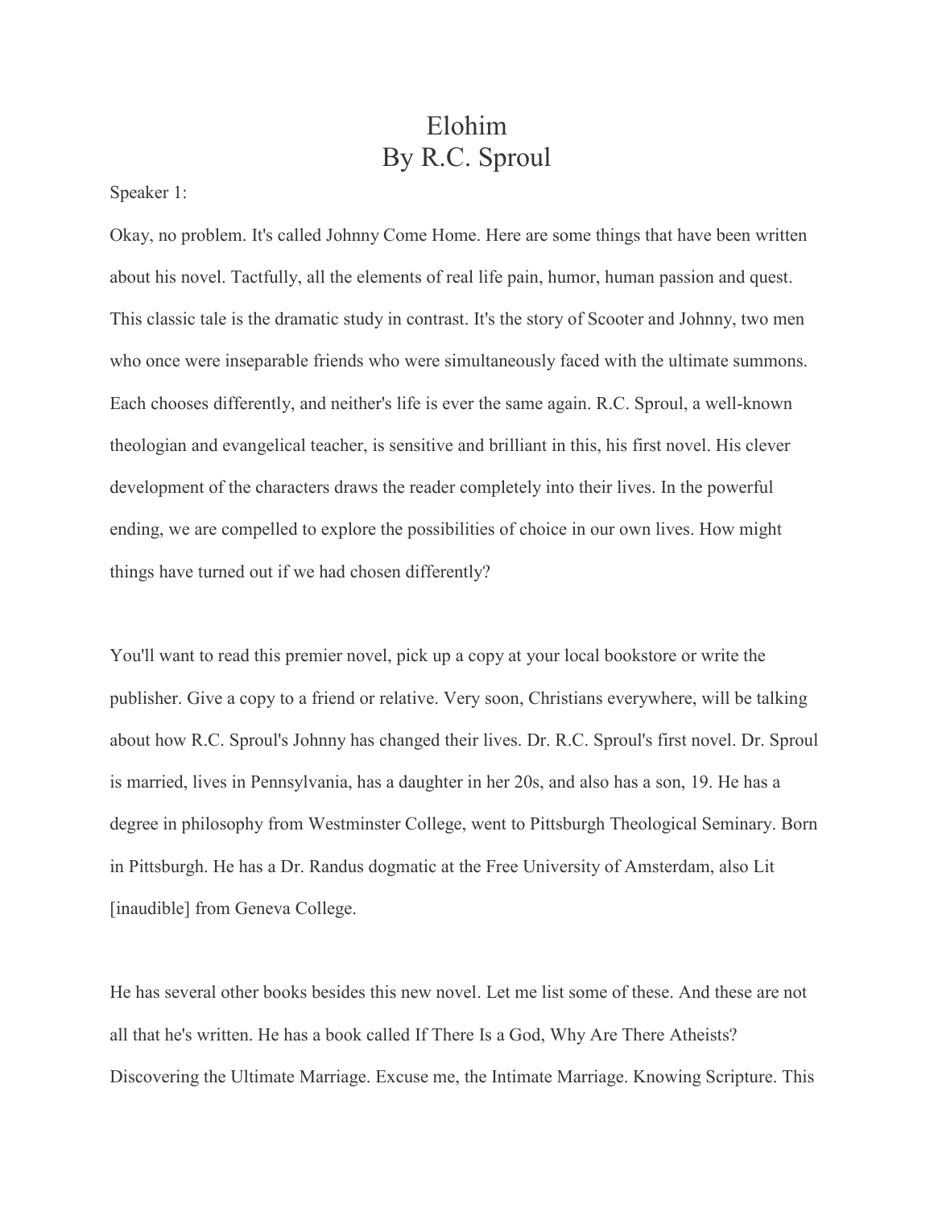# Elohim
## By R.C. Sproul

Speaker 1:

Okay, no problem. It's called Johnny Come Home. Here are some things that have been written about his novel. Tactfully, all the elements of real life pain, humor, human passion and quest. This classic tale is the dramatic study in contrast. It's the story of Scooter and Johnny, two men who once were inseparable friends who were simultaneously faced with the ultimate summons. Each chooses differently, and neither's life is ever the same again. R.C. Sproul, a well-known theologian and evangelical teacher, is sensitive and brilliant in this, his first novel. His clever development of the characters draws the reader completely into their lives. In the powerful ending, we are compelled to explore the possibilities of choice in our own lives. How might things have turned out if we had chosen differently?

You'll want to read this premier novel, pick up a copy at your local bookstore or write the publisher. Give a copy to a friend or relative. Very soon, Christians everywhere, will be talking about how R.C. Sproul's Johnny has changed their lives. Dr. R.C. Sproul's first novel. Dr. Sproul is married, lives in Pennsylvania, has a daughter in her 20s, and also has a son, 19. He has a degree in philosophy from Westminster College, went to Pittsburgh Theological Seminary. Born in Pittsburgh. He has a Dr. Randus dogmatic at the Free University of Amsterdam, also Lit [inaudible] from Geneva College.

He has several other books besides this new novel. Let me list some of these. And these are not all that he's written. He has a book called If There Is a God, Why Are There Atheists? Discovering the Ultimate Marriage. Excuse me, the Intimate Marriage. Knowing Scripture. This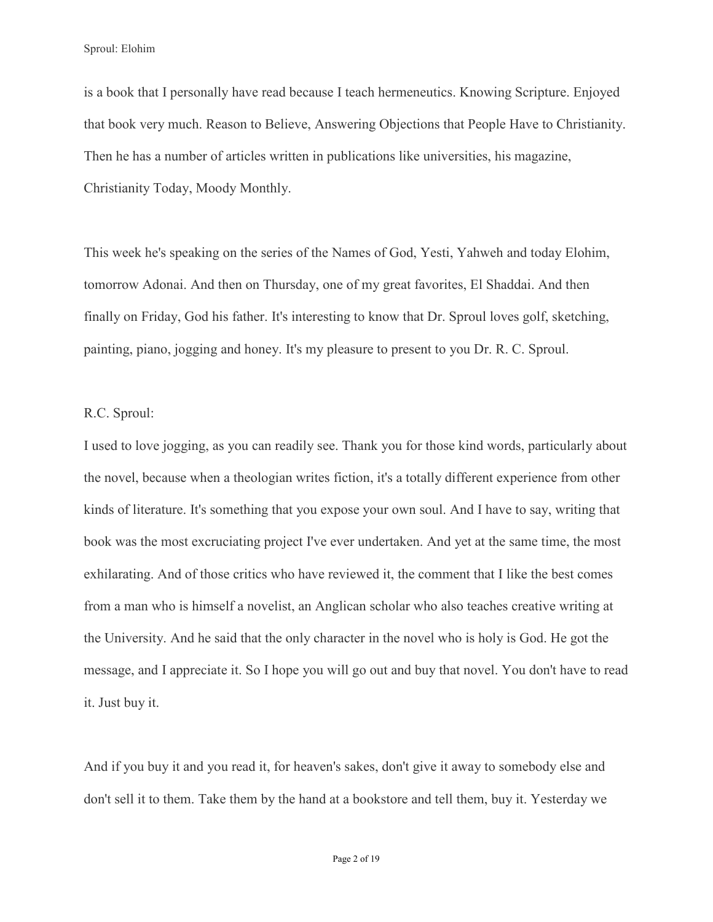is a book that I personally have read because I teach hermeneutics. Knowing Scripture. Enjoyed that book very much. Reason to Believe, Answering Objections that People Have to Christianity. Then he has a number of articles written in publications like universities, his magazine, Christianity Today, Moody Monthly.

This week he's speaking on the series of the Names of God, Yesti, Yahweh and today Elohim, tomorrow Adonai. And then on Thursday, one of my great favorites, El Shaddai. And then finally on Friday, God his father. It's interesting to know that Dr. Sproul loves golf, sketching, painting, piano, jogging and honey. It's my pleasure to present to you Dr. R. C. Sproul.

R.C. Sproul:

I used to love jogging, as you can readily see. Thank you for those kind words, particularly about the novel, because when a theologian writes fiction, it's a totally different experience from other kinds of literature. It's something that you expose your own soul. And I have to say, writing that book was the most excruciating project I've ever undertaken. And yet at the same time, the most exhilarating. And of those critics who have reviewed it, the comment that I like the best comes from a man who is himself a novelist, an Anglican scholar who also teaches creative writing at the University. And he said that the only character in the novel who is holy is God. He got the message, and I appreciate it. So I hope you will go out and buy that novel. You don't have to read it. Just buy it.

And if you buy it and you read it, for heaven's sakes, don't give it away to somebody else and don't sell it to them. Take them by the hand at a bookstore and tell them, buy it. Yesterday we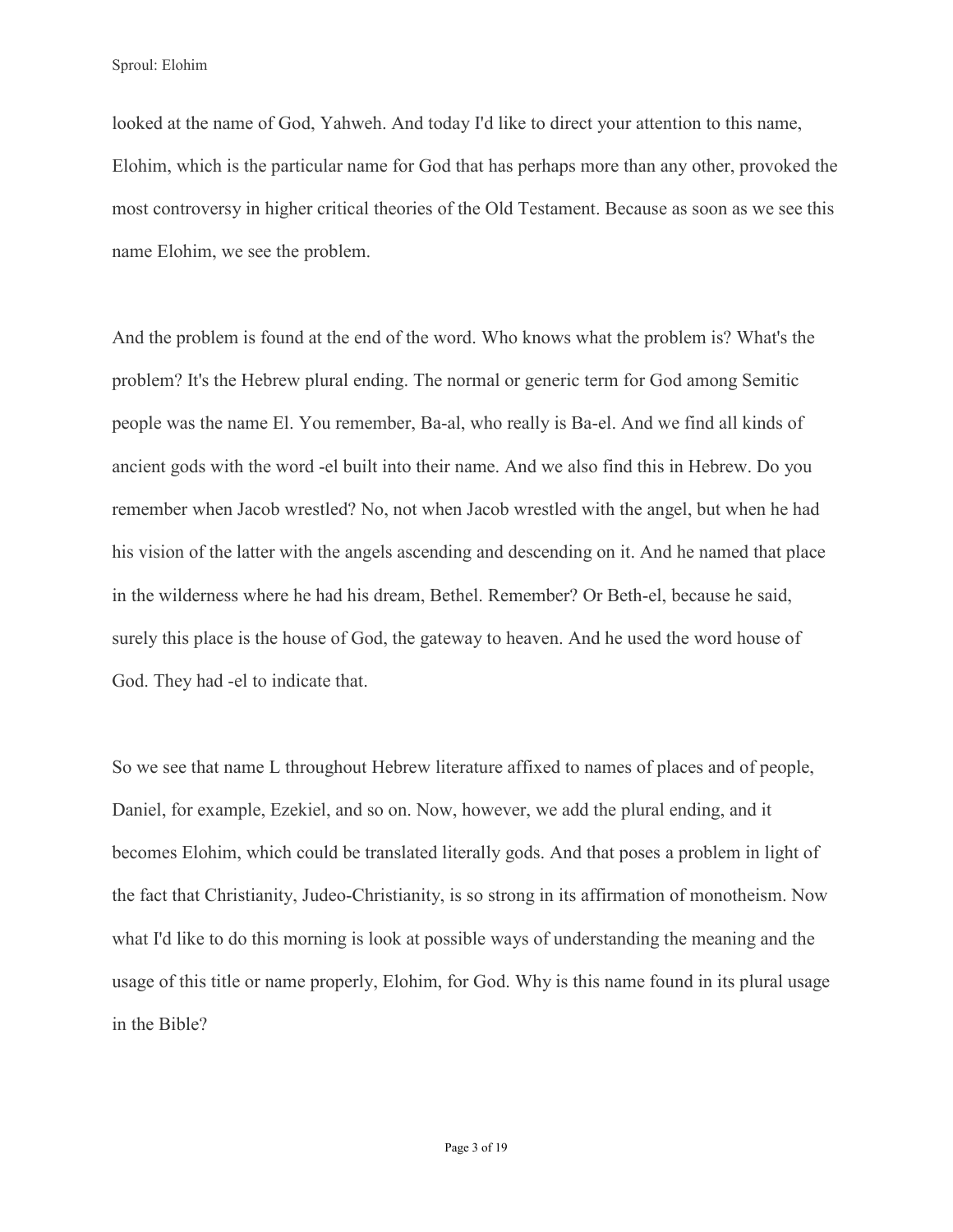looked at the name of God, Yahweh. And today I'd like to direct your attention to this name, Elohim, which is the particular name for God that has perhaps more than any other, provoked the most controversy in higher critical theories of the Old Testament. Because as soon as we see this name Elohim, we see the problem.

And the problem is found at the end of the word. Who knows what the problem is? What's the problem? It's the Hebrew plural ending. The normal or generic term for God among Semitic people was the name El. You remember, Ba-al, who really is Ba-el. And we find all kinds of ancient gods with the word -el built into their name. And we also find this in Hebrew. Do you remember when Jacob wrestled? No, not when Jacob wrestled with the angel, but when he had his vision of the latter with the angels ascending and descending on it. And he named that place in the wilderness where he had his dream, Bethel. Remember? Or Beth-el, because he said, surely this place is the house of God, the gateway to heaven. And he used the word house of God. They had -el to indicate that.

So we see that name L throughout Hebrew literature affixed to names of places and of people, Daniel, for example, Ezekiel, and so on. Now, however, we add the plural ending, and it becomes Elohim, which could be translated literally gods. And that poses a problem in light of the fact that Christianity, Judeo-Christianity, is so strong in its affirmation of monotheism. Now what I'd like to do this morning is look at possible ways of understanding the meaning and the usage of this title or name properly, Elohim, for God. Why is this name found in its plural usage in the Bible?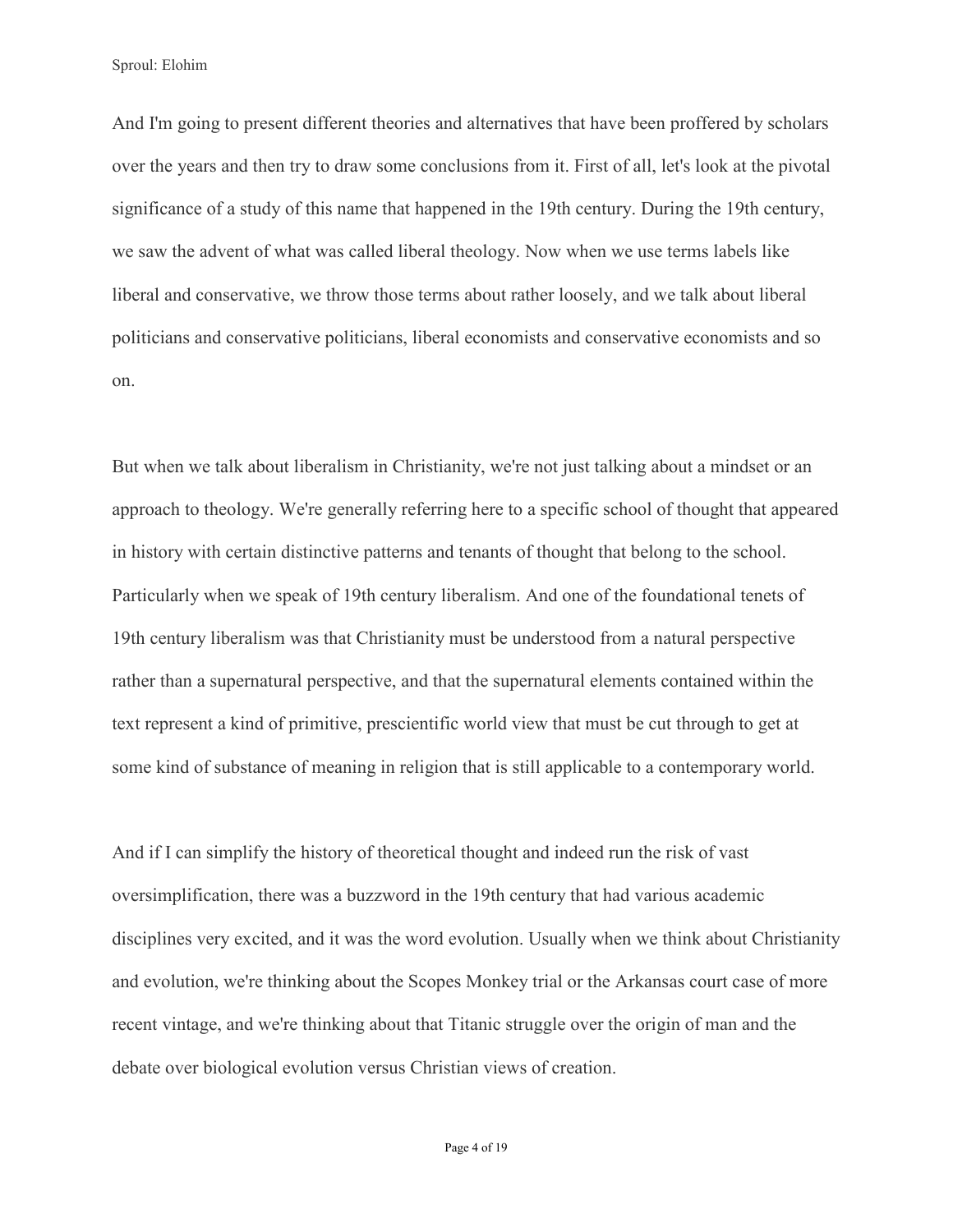And I'm going to present different theories and alternatives that have been proffered by scholars over the years and then try to draw some conclusions from it. First of all, let's look at the pivotal significance of a study of this name that happened in the 19th century. During the 19th century, we saw the advent of what was called liberal theology. Now when we use terms labels like liberal and conservative, we throw those terms about rather loosely, and we talk about liberal politicians and conservative politicians, liberal economists and conservative economists and so on.

But when we talk about liberalism in Christianity, we're not just talking about a mindset or an approach to theology. We're generally referring here to a specific school of thought that appeared in history with certain distinctive patterns and tenants of thought that belong to the school. Particularly when we speak of 19th century liberalism. And one of the foundational tenets of 19th century liberalism was that Christianity must be understood from a natural perspective rather than a supernatural perspective, and that the supernatural elements contained within the text represent a kind of primitive, prescientific world view that must be cut through to get at some kind of substance of meaning in religion that is still applicable to a contemporary world.

And if I can simplify the history of theoretical thought and indeed run the risk of vast oversimplification, there was a buzzword in the 19th century that had various academic disciplines very excited, and it was the word evolution. Usually when we think about Christianity and evolution, we're thinking about the Scopes Monkey trial or the Arkansas court case of more recent vintage, and we're thinking about that Titanic struggle over the origin of man and the debate over biological evolution versus Christian views of creation.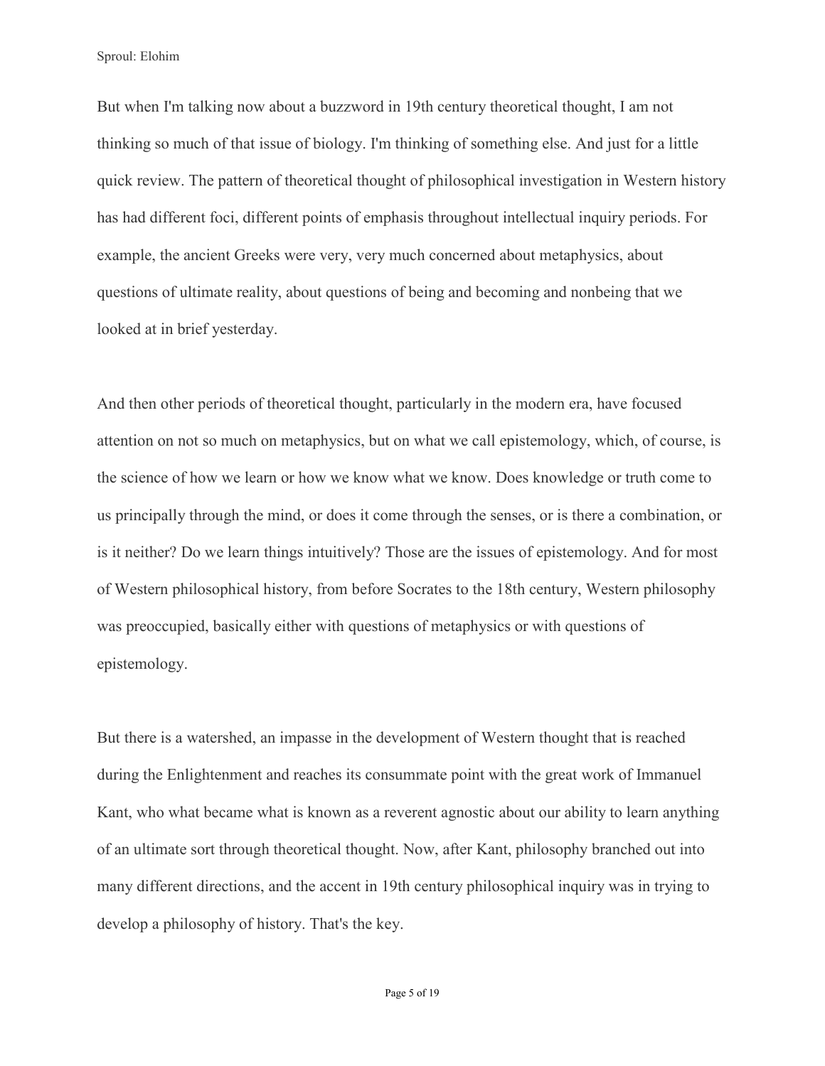But when I'm talking now about a buzzword in 19th century theoretical thought, I am not thinking so much of that issue of biology. I'm thinking of something else. And just for a little quick review. The pattern of theoretical thought of philosophical investigation in Western history has had different foci, different points of emphasis throughout intellectual inquiry periods. For example, the ancient Greeks were very, very much concerned about metaphysics, about questions of ultimate reality, about questions of being and becoming and nonbeing that we looked at in brief yesterday.

And then other periods of theoretical thought, particularly in the modern era, have focused attention on not so much on metaphysics, but on what we call epistemology, which, of course, is the science of how we learn or how we know what we know. Does knowledge or truth come to us principally through the mind, or does it come through the senses, or is there a combination, or is it neither? Do we learn things intuitively? Those are the issues of epistemology. And for most of Western philosophical history, from before Socrates to the 18th century, Western philosophy was preoccupied, basically either with questions of metaphysics or with questions of epistemology.

But there is a watershed, an impasse in the development of Western thought that is reached during the Enlightenment and reaches its consummate point with the great work of Immanuel Kant, who what became what is known as a reverent agnostic about our ability to learn anything of an ultimate sort through theoretical thought. Now, after Kant, philosophy branched out into many different directions, and the accent in 19th century philosophical inquiry was in trying to develop a philosophy of history. That's the key.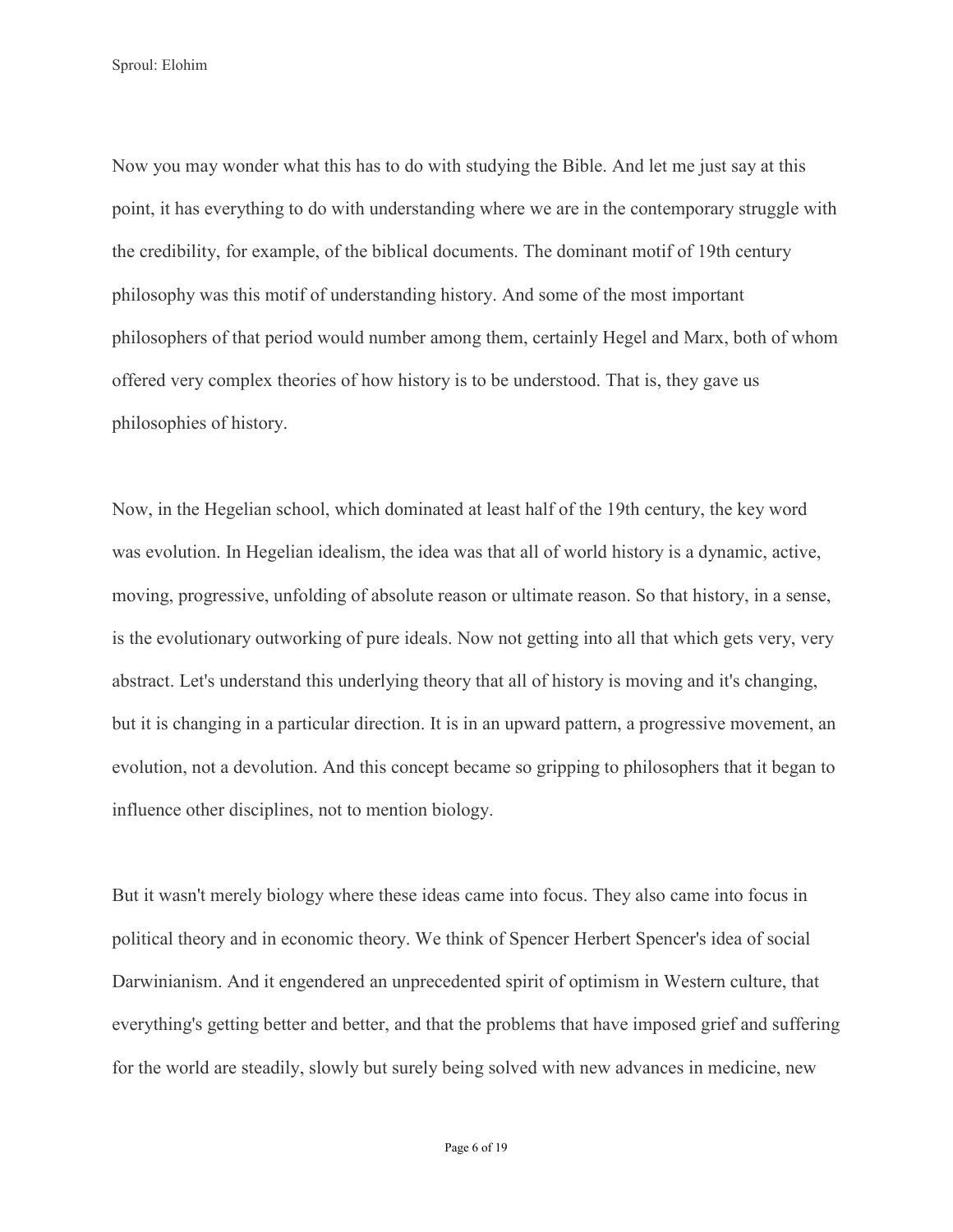Now you may wonder what this has to do with studying the Bible. And let me just say at this point, it has everything to do with understanding where we are in the contemporary struggle with the credibility, for example, of the biblical documents. The dominant motif of 19th century philosophy was this motif of understanding history. And some of the most important philosophers of that period would number among them, certainly Hegel and Marx, both of whom offered very complex theories of how history is to be understood. That is, they gave us philosophies of history.

Now, in the Hegelian school, which dominated at least half of the 19th century, the key word was evolution. In Hegelian idealism, the idea was that all of world history is a dynamic, active, moving, progressive, unfolding of absolute reason or ultimate reason. So that history, in a sense, is the evolutionary outworking of pure ideals. Now not getting into all that which gets very, very abstract. Let's understand this underlying theory that all of history is moving and it's changing, but it is changing in a particular direction. It is in an upward pattern, a progressive movement, an evolution, not a devolution. And this concept became so gripping to philosophers that it began to influence other disciplines, not to mention biology.

But it wasn't merely biology where these ideas came into focus. They also came into focus in political theory and in economic theory. We think of Spencer Herbert Spencer's idea of social Darwinianism. And it engendered an unprecedented spirit of optimism in Western culture, that everything's getting better and better, and that the problems that have imposed grief and suffering for the world are steadily, slowly but surely being solved with new advances in medicine, new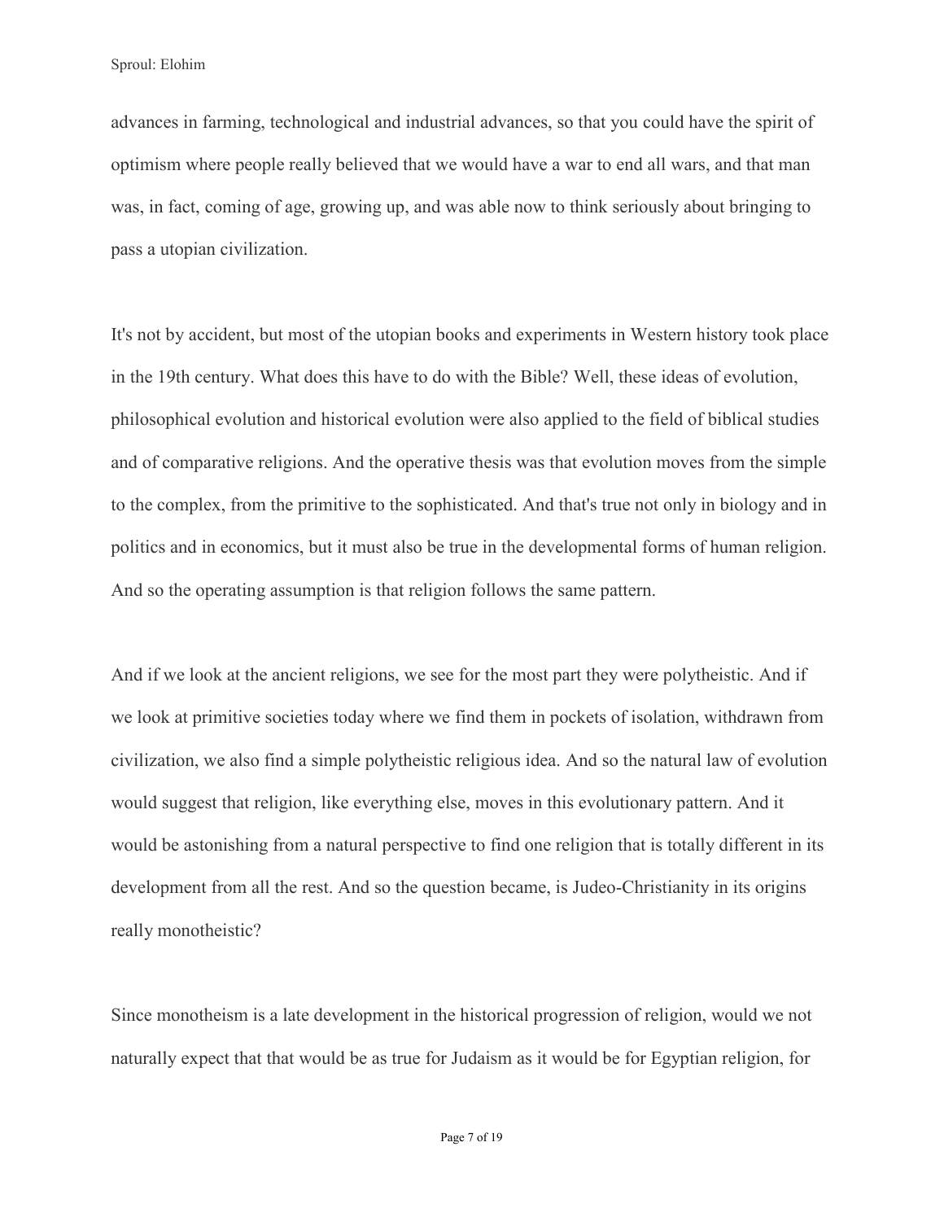advances in farming, technological and industrial advances, so that you could have the spirit of optimism where people really believed that we would have a war to end all wars, and that man was, in fact, coming of age, growing up, and was able now to think seriously about bringing to pass a utopian civilization.

It's not by accident, but most of the utopian books and experiments in Western history took place in the 19th century. What does this have to do with the Bible? Well, these ideas of evolution, philosophical evolution and historical evolution were also applied to the field of biblical studies and of comparative religions. And the operative thesis was that evolution moves from the simple to the complex, from the primitive to the sophisticated. And that's true not only in biology and in politics and in economics, but it must also be true in the developmental forms of human religion. And so the operating assumption is that religion follows the same pattern.

And if we look at the ancient religions, we see for the most part they were polytheistic. And if we look at primitive societies today where we find them in pockets of isolation, withdrawn from civilization, we also find a simple polytheistic religious idea. And so the natural law of evolution would suggest that religion, like everything else, moves in this evolutionary pattern. And it would be astonishing from a natural perspective to find one religion that is totally different in its development from all the rest. And so the question became, is Judeo-Christianity in its origins really monotheistic?

Since monotheism is a late development in the historical progression of religion, would we not naturally expect that that would be as true for Judaism as it would be for Egyptian religion, for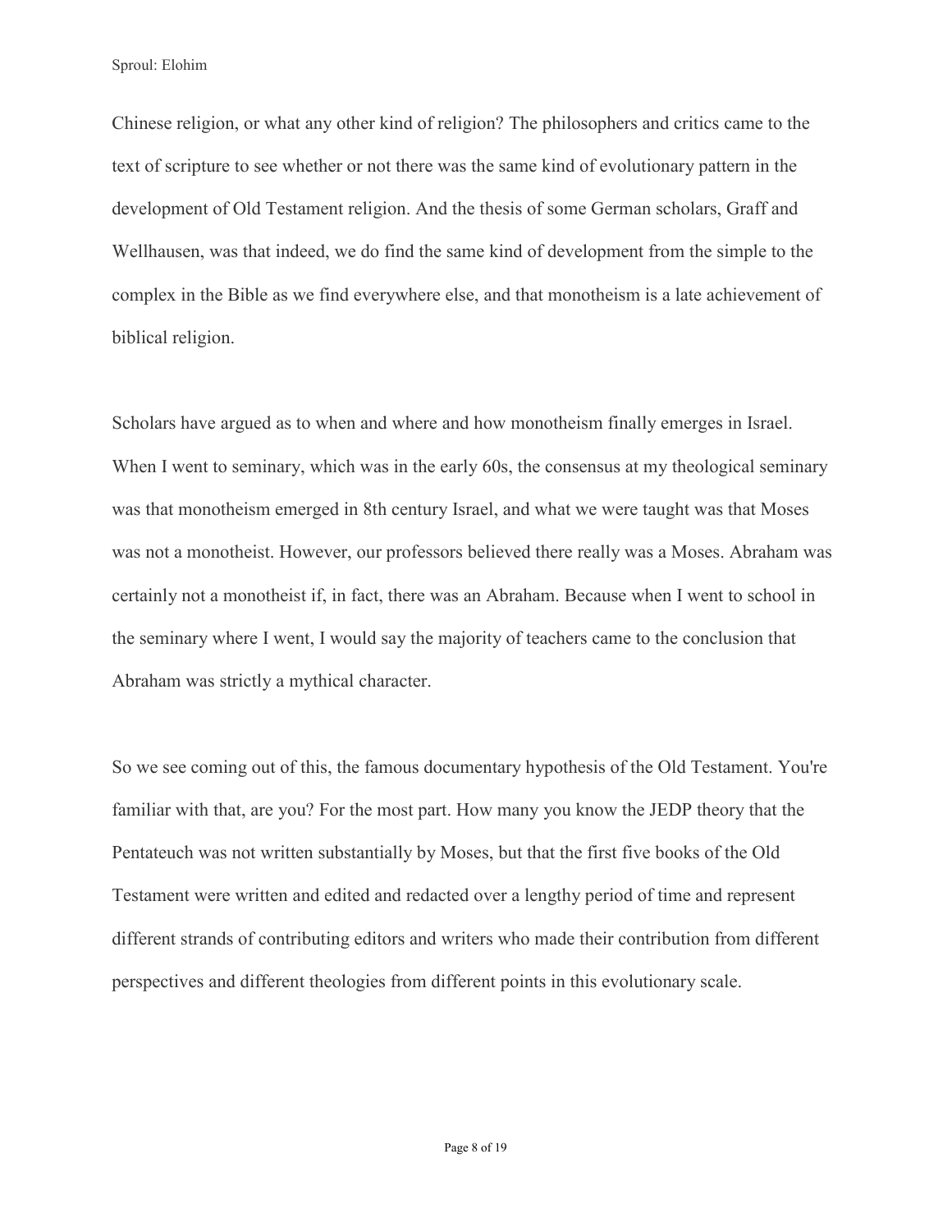Chinese religion, or what any other kind of religion? The philosophers and critics came to the text of scripture to see whether or not there was the same kind of evolutionary pattern in the development of Old Testament religion. And the thesis of some German scholars, Graff and Wellhausen, was that indeed, we do find the same kind of development from the simple to the complex in the Bible as we find everywhere else, and that monotheism is a late achievement of biblical religion.

Scholars have argued as to when and where and how monotheism finally emerges in Israel. When I went to seminary, which was in the early 60s, the consensus at my theological seminary was that monotheism emerged in 8th century Israel, and what we were taught was that Moses was not a monotheist. However, our professors believed there really was a Moses. Abraham was certainly not a monotheist if, in fact, there was an Abraham. Because when I went to school in the seminary where I went, I would say the majority of teachers came to the conclusion that Abraham was strictly a mythical character.

So we see coming out of this, the famous documentary hypothesis of the Old Testament. You're familiar with that, are you? For the most part. How many you know the JEDP theory that the Pentateuch was not written substantially by Moses, but that the first five books of the Old Testament were written and edited and redacted over a lengthy period of time and represent different strands of contributing editors and writers who made their contribution from different perspectives and different theologies from different points in this evolutionary scale.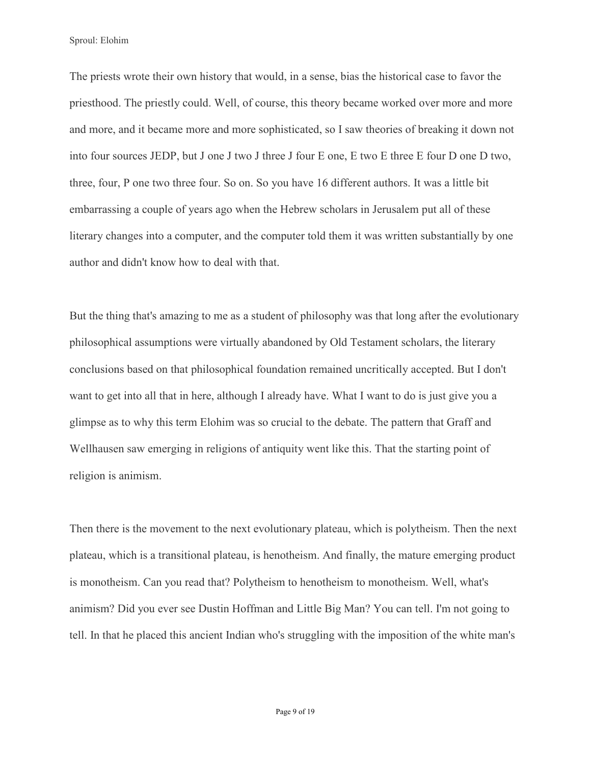The priests wrote their own history that would, in a sense, bias the historical case to favor the priesthood. The priestly could. Well, of course, this theory became worked over more and more and more, and it became more and more sophisticated, so I saw theories of breaking it down not into four sources JEDP, but J one J two J three J four E one, E two E three E four D one D two, three, four, P one two three four. So on. So you have 16 different authors. It was a little bit embarrassing a couple of years ago when the Hebrew scholars in Jerusalem put all of these literary changes into a computer, and the computer told them it was written substantially by one author and didn't know how to deal with that.

But the thing that's amazing to me as a student of philosophy was that long after the evolutionary philosophical assumptions were virtually abandoned by Old Testament scholars, the literary conclusions based on that philosophical foundation remained uncritically accepted. But I don't want to get into all that in here, although I already have. What I want to do is just give you a glimpse as to why this term Elohim was so crucial to the debate. The pattern that Graff and Wellhausen saw emerging in religions of antiquity went like this. That the starting point of religion is animism.

Then there is the movement to the next evolutionary plateau, which is polytheism. Then the next plateau, which is a transitional plateau, is henotheism. And finally, the mature emerging product is monotheism. Can you read that? Polytheism to henotheism to monotheism. Well, what's animism? Did you ever see Dustin Hoffman and Little Big Man? You can tell. I'm not going to tell. In that he placed this ancient Indian who's struggling with the imposition of the white man's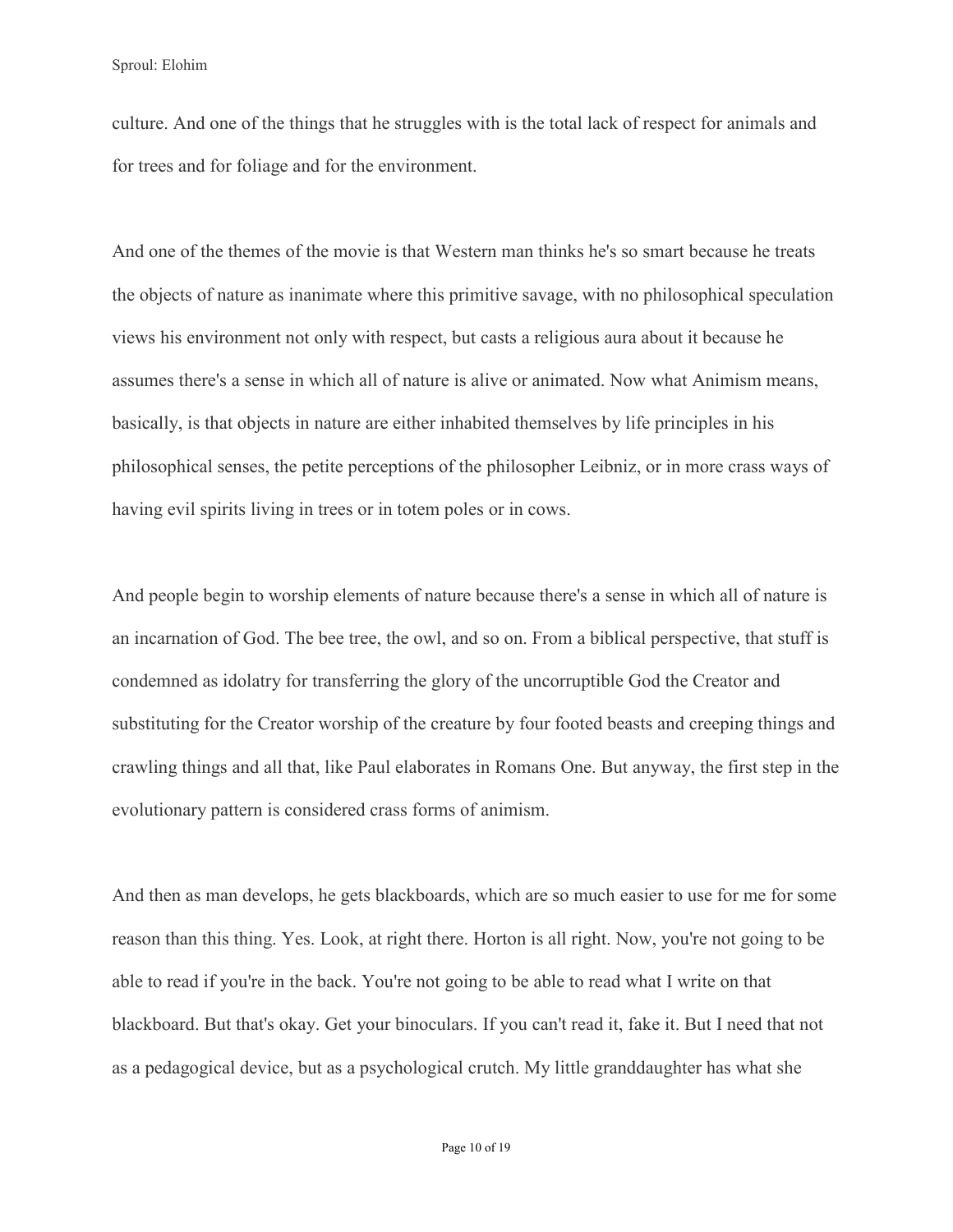culture. And one of the things that he struggles with is the total lack of respect for animals and for trees and for foliage and for the environment.

And one of the themes of the movie is that Western man thinks he's so smart because he treats the objects of nature as inanimate where this primitive savage, with no philosophical speculation views his environment not only with respect, but casts a religious aura about it because he assumes there's a sense in which all of nature is alive or animated. Now what Animism means, basically, is that objects in nature are either inhabited themselves by life principles in his philosophical senses, the petite perceptions of the philosopher Leibniz, or in more crass ways of having evil spirits living in trees or in totem poles or in cows.

And people begin to worship elements of nature because there's a sense in which all of nature is an incarnation of God. The bee tree, the owl, and so on. From a biblical perspective, that stuff is condemned as idolatry for transferring the glory of the uncorruptible God the Creator and substituting for the Creator worship of the creature by four footed beasts and creeping things and crawling things and all that, like Paul elaborates in Romans One. But anyway, the first step in the evolutionary pattern is considered crass forms of animism.

And then as man develops, he gets blackboards, which are so much easier to use for me for some reason than this thing. Yes. Look, at right there. Horton is all right. Now, you're not going to be able to read if you're in the back. You're not going to be able to read what I write on that blackboard. But that's okay. Get your binoculars. If you can't read it, fake it. But I need that not as a pedagogical device, but as a psychological crutch. My little granddaughter has what she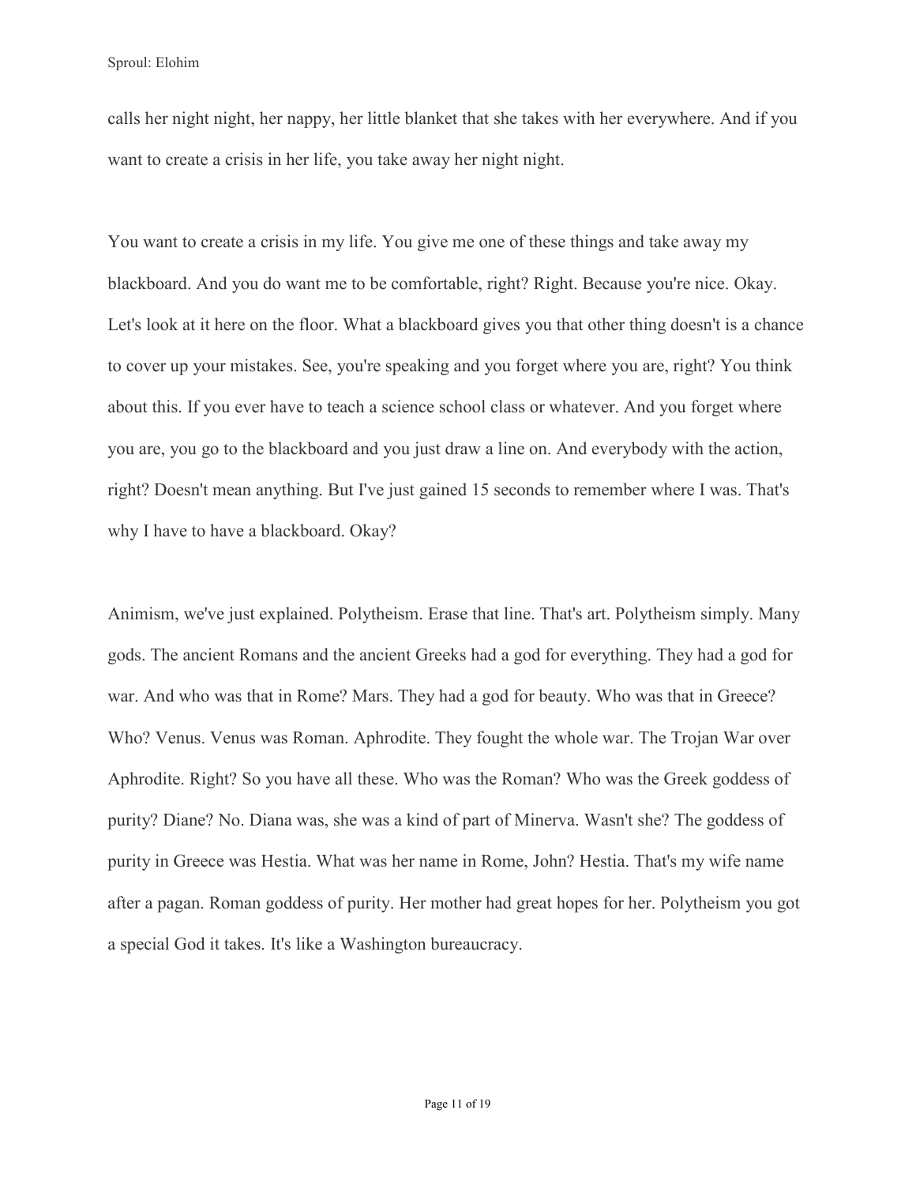calls her night night, her nappy, her little blanket that she takes with her everywhere. And if you want to create a crisis in her life, you take away her night night.

You want to create a crisis in my life. You give me one of these things and take away my blackboard. And you do want me to be comfortable, right? Right. Because you're nice. Okay. Let's look at it here on the floor. What a blackboard gives you that other thing doesn't is a chance to cover up your mistakes. See, you're speaking and you forget where you are, right? You think about this. If you ever have to teach a science school class or whatever. And you forget where you are, you go to the blackboard and you just draw a line on. And everybody with the action, right? Doesn't mean anything. But I've just gained 15 seconds to remember where I was. That's why I have to have a blackboard. Okay?

Animism, we've just explained. Polytheism. Erase that line. That's art. Polytheism simply. Many gods. The ancient Romans and the ancient Greeks had a god for everything. They had a god for war. And who was that in Rome? Mars. They had a god for beauty. Who was that in Greece? Who? Venus. Venus was Roman. Aphrodite. They fought the whole war. The Trojan War over Aphrodite. Right? So you have all these. Who was the Roman? Who was the Greek goddess of purity? Diane? No. Diana was, she was a kind of part of Minerva. Wasn't she? The goddess of purity in Greece was Hestia. What was her name in Rome, John? Hestia. That's my wife name after a pagan. Roman goddess of purity. Her mother had great hopes for her. Polytheism you got a special God it takes. It's like a Washington bureaucracy.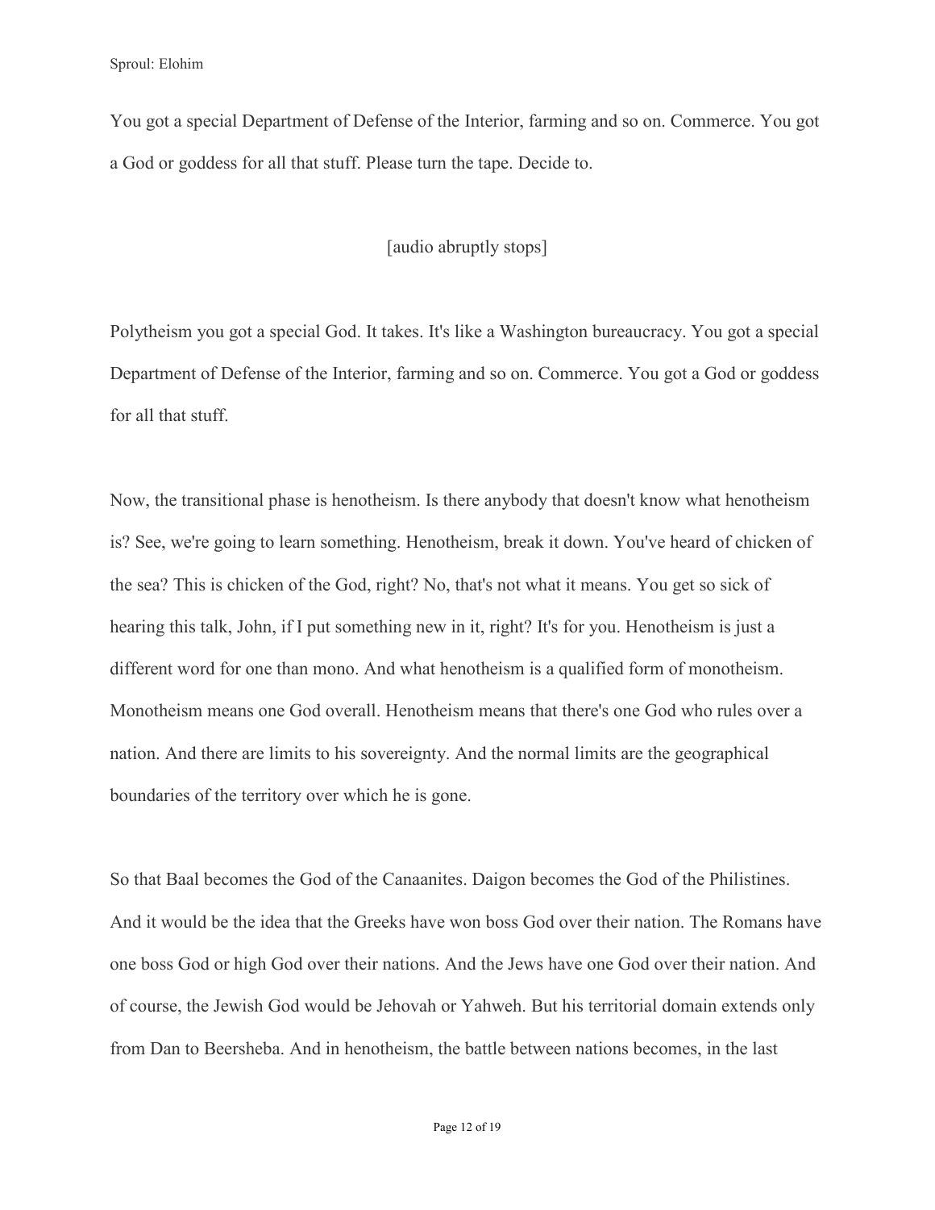You got a special Department of Defense of the Interior, farming and so on. Commerce. You got a God or goddess for all that stuff. Please turn the tape. Decide to.

[audio abruptly stops]

Polytheism you got a special God. It takes. It's like a Washington bureaucracy. You got a special Department of Defense of the Interior, farming and so on. Commerce. You got a God or goddess for all that stuff.

Now, the transitional phase is henotheism. Is there anybody that doesn't know what henotheism is? See, we're going to learn something. Henotheism, break it down. You've heard of chicken of the sea? This is chicken of the God, right? No, that's not what it means. You get so sick of hearing this talk, John, if I put something new in it, right? It's for you. Henotheism is just a different word for one than mono. And what henotheism is a qualified form of monotheism. Monotheism means one God overall. Henotheism means that there's one God who rules over a nation. And there are limits to his sovereignty. And the normal limits are the geographical boundaries of the territory over which he is gone.

So that Baal becomes the God of the Canaanites. Daigon becomes the God of the Philistines. And it would be the idea that the Greeks have won boss God over their nation. The Romans have one boss God or high God over their nations. And the Jews have one God over their nation. And of course, the Jewish God would be Jehovah or Yahweh. But his territorial domain extends only from Dan to Beersheba. And in henotheism, the battle between nations becomes, in the last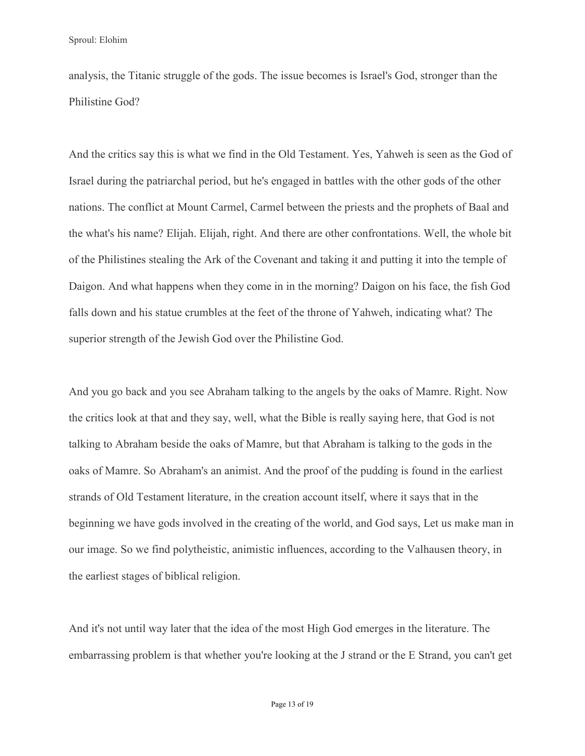analysis, the Titanic struggle of the gods. The issue becomes is Israel's God, stronger than the Philistine God?

And the critics say this is what we find in the Old Testament. Yes, Yahweh is seen as the God of Israel during the patriarchal period, but he's engaged in battles with the other gods of the other nations. The conflict at Mount Carmel, Carmel between the priests and the prophets of Baal and the what's his name? Elijah. Elijah, right. And there are other confrontations. Well, the whole bit of the Philistines stealing the Ark of the Covenant and taking it and putting it into the temple of Daigon. And what happens when they come in in the morning? Daigon on his face, the fish God falls down and his statue crumbles at the feet of the throne of Yahweh, indicating what? The superior strength of the Jewish God over the Philistine God.

And you go back and you see Abraham talking to the angels by the oaks of Mamre. Right. Now the critics look at that and they say, well, what the Bible is really saying here, that God is not talking to Abraham beside the oaks of Mamre, but that Abraham is talking to the gods in the oaks of Mamre. So Abraham's an animist. And the proof of the pudding is found in the earliest strands of Old Testament literature, in the creation account itself, where it says that in the beginning we have gods involved in the creating of the world, and God says, Let us make man in our image. So we find polytheistic, animistic influences, according to the Valhausen theory, in the earliest stages of biblical religion.

And it's not until way later that the idea of the most High God emerges in the literature. The embarrassing problem is that whether you're looking at the J strand or the E Strand, you can't get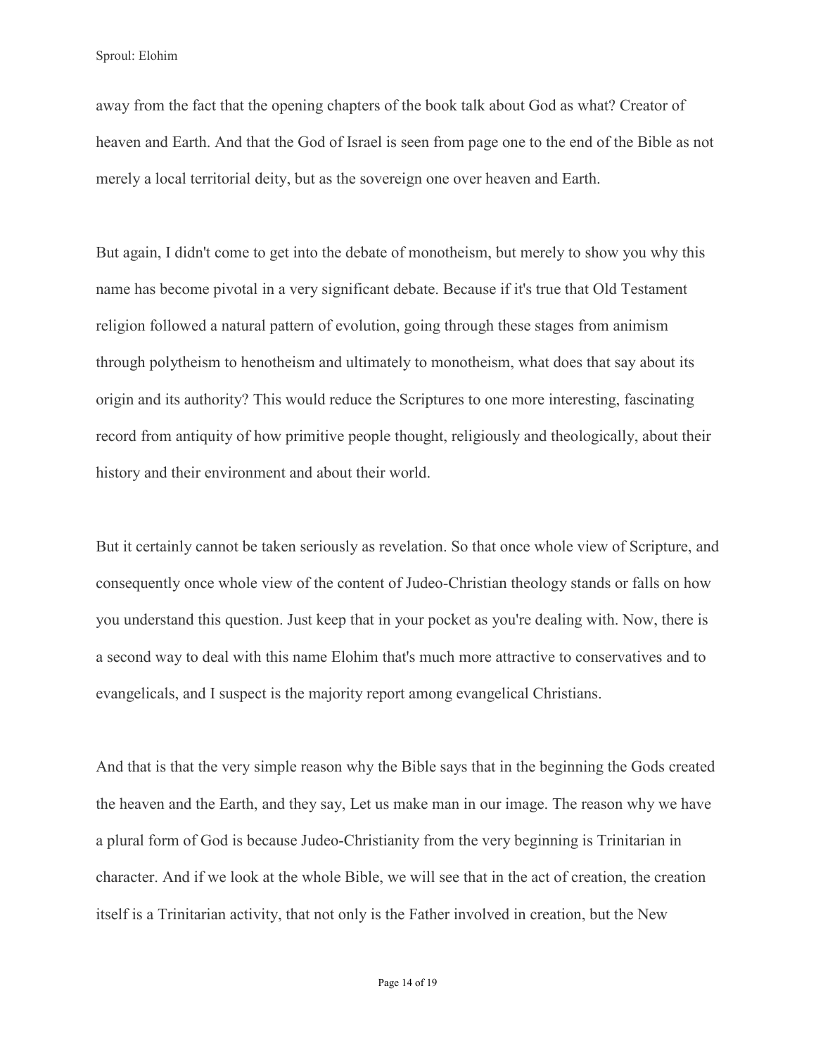away from the fact that the opening chapters of the book talk about God as what? Creator of heaven and Earth. And that the God of Israel is seen from page one to the end of the Bible as not merely a local territorial deity, but as the sovereign one over heaven and Earth.

But again, I didn't come to get into the debate of monotheism, but merely to show you why this name has become pivotal in a very significant debate. Because if it's true that Old Testament religion followed a natural pattern of evolution, going through these stages from animism through polytheism to henotheism and ultimately to monotheism, what does that say about its origin and its authority? This would reduce the Scriptures to one more interesting, fascinating record from antiquity of how primitive people thought, religiously and theologically, about their history and their environment and about their world.

But it certainly cannot be taken seriously as revelation. So that once whole view of Scripture, and consequently once whole view of the content of Judeo-Christian theology stands or falls on how you understand this question. Just keep that in your pocket as you're dealing with. Now, there is a second way to deal with this name Elohim that's much more attractive to conservatives and to evangelicals, and I suspect is the majority report among evangelical Christians.

And that is that the very simple reason why the Bible says that in the beginning the Gods created the heaven and the Earth, and they say, Let us make man in our image. The reason why we have a plural form of God is because Judeo-Christianity from the very beginning is Trinitarian in character. And if we look at the whole Bible, we will see that in the act of creation, the creation itself is a Trinitarian activity, that not only is the Father involved in creation, but the New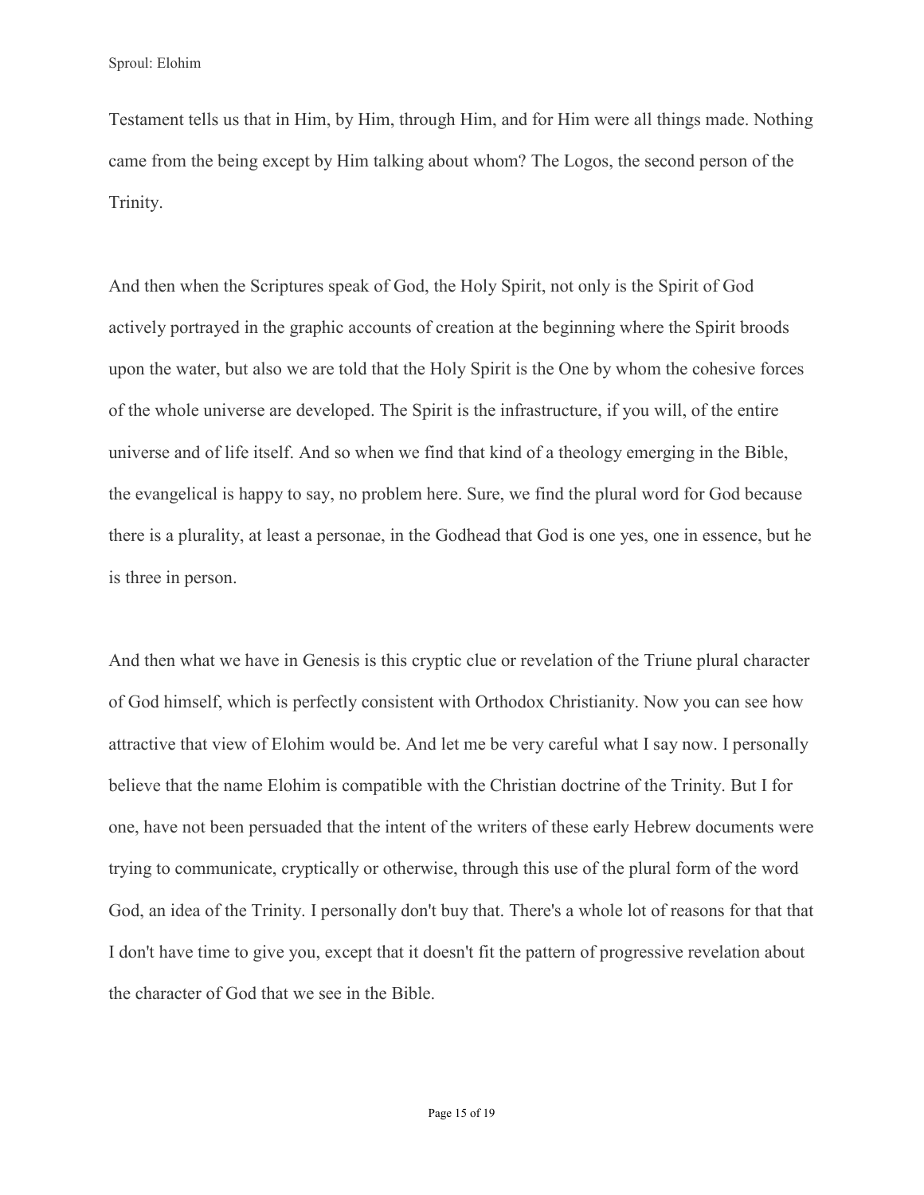Testament tells us that in Him, by Him, through Him, and for Him were all things made. Nothing came from the being except by Him talking about whom? The Logos, the second person of the Trinity.

And then when the Scriptures speak of God, the Holy Spirit, not only is the Spirit of God actively portrayed in the graphic accounts of creation at the beginning where the Spirit broods upon the water, but also we are told that the Holy Spirit is the One by whom the cohesive forces of the whole universe are developed. The Spirit is the infrastructure, if you will, of the entire universe and of life itself. And so when we find that kind of a theology emerging in the Bible, the evangelical is happy to say, no problem here. Sure, we find the plural word for God because there is a plurality, at least a personae, in the Godhead that God is one yes, one in essence, but he is three in person.

And then what we have in Genesis is this cryptic clue or revelation of the Triune plural character of God himself, which is perfectly consistent with Orthodox Christianity. Now you can see how attractive that view of Elohim would be. And let me be very careful what I say now. I personally believe that the name Elohim is compatible with the Christian doctrine of the Trinity. But I for one, have not been persuaded that the intent of the writers of these early Hebrew documents were trying to communicate, cryptically or otherwise, through this use of the plural form of the word God, an idea of the Trinity. I personally don't buy that. There's a whole lot of reasons for that that I don't have time to give you, except that it doesn't fit the pattern of progressive revelation about the character of God that we see in the Bible.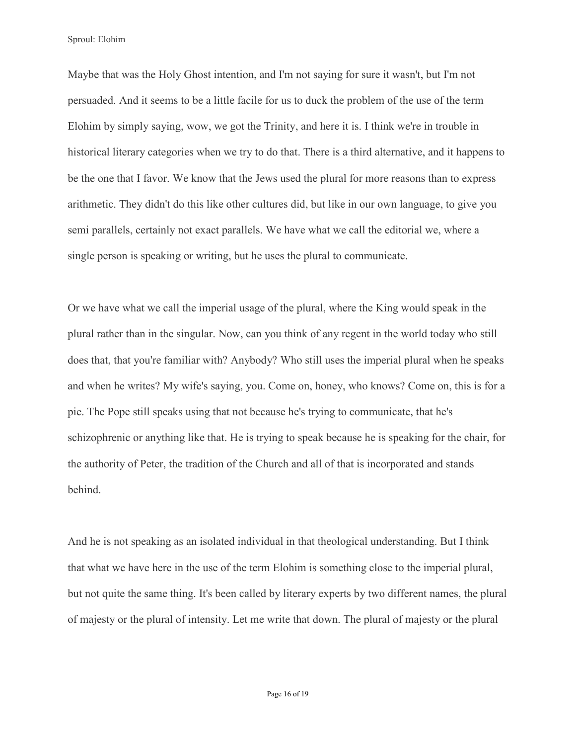Maybe that was the Holy Ghost intention, and I'm not saying for sure it wasn't, but I'm not persuaded. And it seems to be a little facile for us to duck the problem of the use of the term Elohim by simply saying, wow, we got the Trinity, and here it is. I think we're in trouble in historical literary categories when we try to do that. There is a third alternative, and it happens to be the one that I favor. We know that the Jews used the plural for more reasons than to express arithmetic. They didn't do this like other cultures did, but like in our own language, to give you semi parallels, certainly not exact parallels. We have what we call the editorial we, where a single person is speaking or writing, but he uses the plural to communicate.

Or we have what we call the imperial usage of the plural, where the King would speak in the plural rather than in the singular. Now, can you think of any regent in the world today who still does that, that you're familiar with? Anybody? Who still uses the imperial plural when he speaks and when he writes? My wife's saying, you. Come on, honey, who knows? Come on, this is for a pie. The Pope still speaks using that not because he's trying to communicate, that he's schizophrenic or anything like that. He is trying to speak because he is speaking for the chair, for the authority of Peter, the tradition of the Church and all of that is incorporated and stands behind.

And he is not speaking as an isolated individual in that theological understanding. But I think that what we have here in the use of the term Elohim is something close to the imperial plural, but not quite the same thing. It's been called by literary experts by two different names, the plural of majesty or the plural of intensity. Let me write that down. The plural of majesty or the plural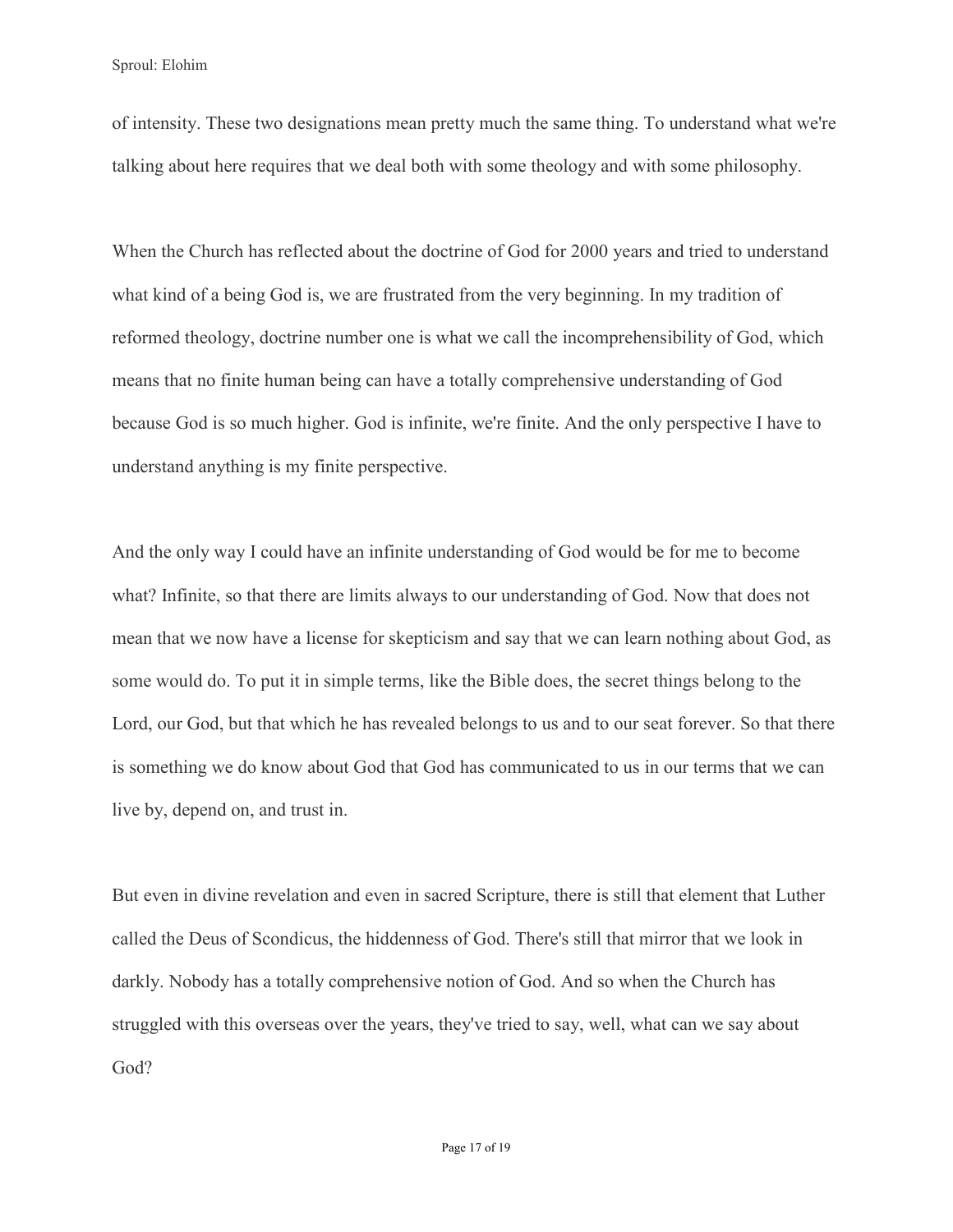of intensity. These two designations mean pretty much the same thing. To understand what we're talking about here requires that we deal both with some theology and with some philosophy.

When the Church has reflected about the doctrine of God for 2000 years and tried to understand what kind of a being God is, we are frustrated from the very beginning. In my tradition of reformed theology, doctrine number one is what we call the incomprehensibility of God, which means that no finite human being can have a totally comprehensive understanding of God because God is so much higher. God is infinite, we're finite. And the only perspective I have to understand anything is my finite perspective.

And the only way I could have an infinite understanding of God would be for me to become what? Infinite, so that there are limits always to our understanding of God. Now that does not mean that we now have a license for skepticism and say that we can learn nothing about God, as some would do. To put it in simple terms, like the Bible does, the secret things belong to the Lord, our God, but that which he has revealed belongs to us and to our seat forever. So that there is something we do know about God that God has communicated to us in our terms that we can live by, depend on, and trust in.

But even in divine revelation and even in sacred Scripture, there is still that element that Luther called the Deus of Scondicus, the hiddenness of God. There's still that mirror that we look in darkly. Nobody has a totally comprehensive notion of God. And so when the Church has struggled with this overseas over the years, they've tried to say, well, what can we say about God?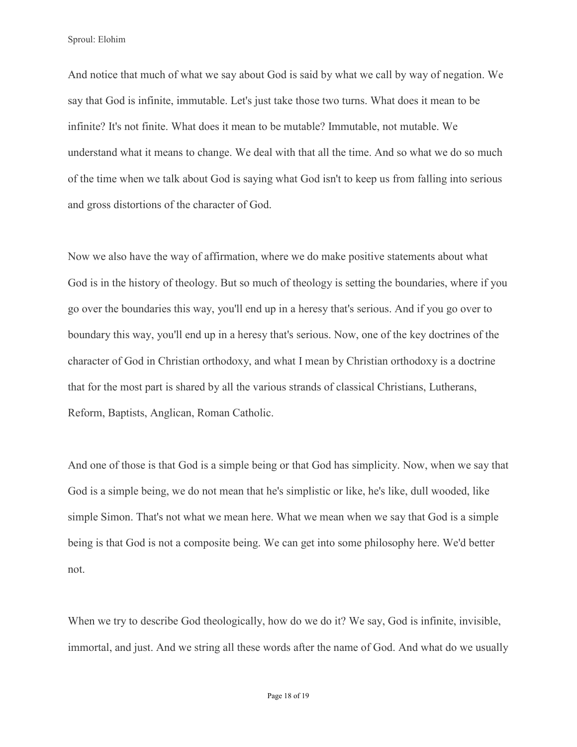And notice that much of what we say about God is said by what we call by way of negation. We say that God is infinite, immutable. Let's just take those two turns. What does it mean to be infinite? It's not finite. What does it mean to be mutable? Immutable, not mutable. We understand what it means to change. We deal with that all the time. And so what we do so much of the time when we talk about God is saying what God isn't to keep us from falling into serious and gross distortions of the character of God.

Now we also have the way of affirmation, where we do make positive statements about what God is in the history of theology. But so much of theology is setting the boundaries, where if you go over the boundaries this way, you'll end up in a heresy that's serious. And if you go over to boundary this way, you'll end up in a heresy that's serious. Now, one of the key doctrines of the character of God in Christian orthodoxy, and what I mean by Christian orthodoxy is a doctrine that for the most part is shared by all the various strands of classical Christians, Lutherans, Reform, Baptists, Anglican, Roman Catholic.

And one of those is that God is a simple being or that God has simplicity. Now, when we say that God is a simple being, we do not mean that he's simplistic or like, he's like, dull wooded, like simple Simon. That's not what we mean here. What we mean when we say that God is a simple being is that God is not a composite being. We can get into some philosophy here. We'd better not.

When we try to describe God theologically, how do we do it? We say, God is infinite, invisible, immortal, and just. And we string all these words after the name of God. And what do we usually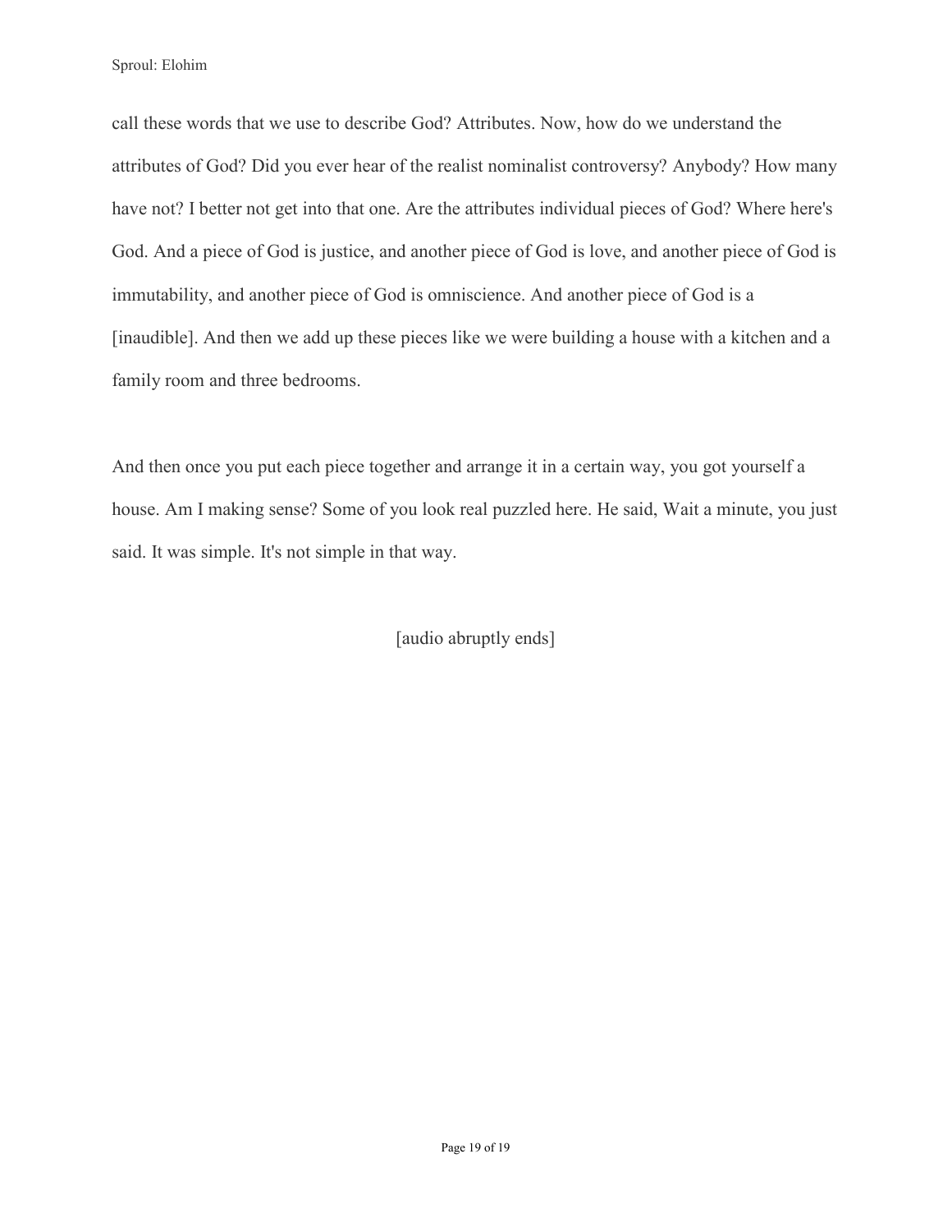call these words that we use to describe God? Attributes. Now, how do we understand the attributes of God? Did you ever hear of the realist nominalist controversy? Anybody? How many have not? I better not get into that one. Are the attributes individual pieces of God? Where here's God. And a piece of God is justice, and another piece of God is love, and another piece of God is immutability, and another piece of God is omniscience. And another piece of God is a [inaudible]. And then we add up these pieces like we were building a house with a kitchen and a family room and three bedrooms.

And then once you put each piece together and arrange it in a certain way, you got yourself a house. Am I making sense? Some of you look real puzzled here. He said, Wait a minute, you just said. It was simple. It's not simple in that way.

[audio abruptly ends]